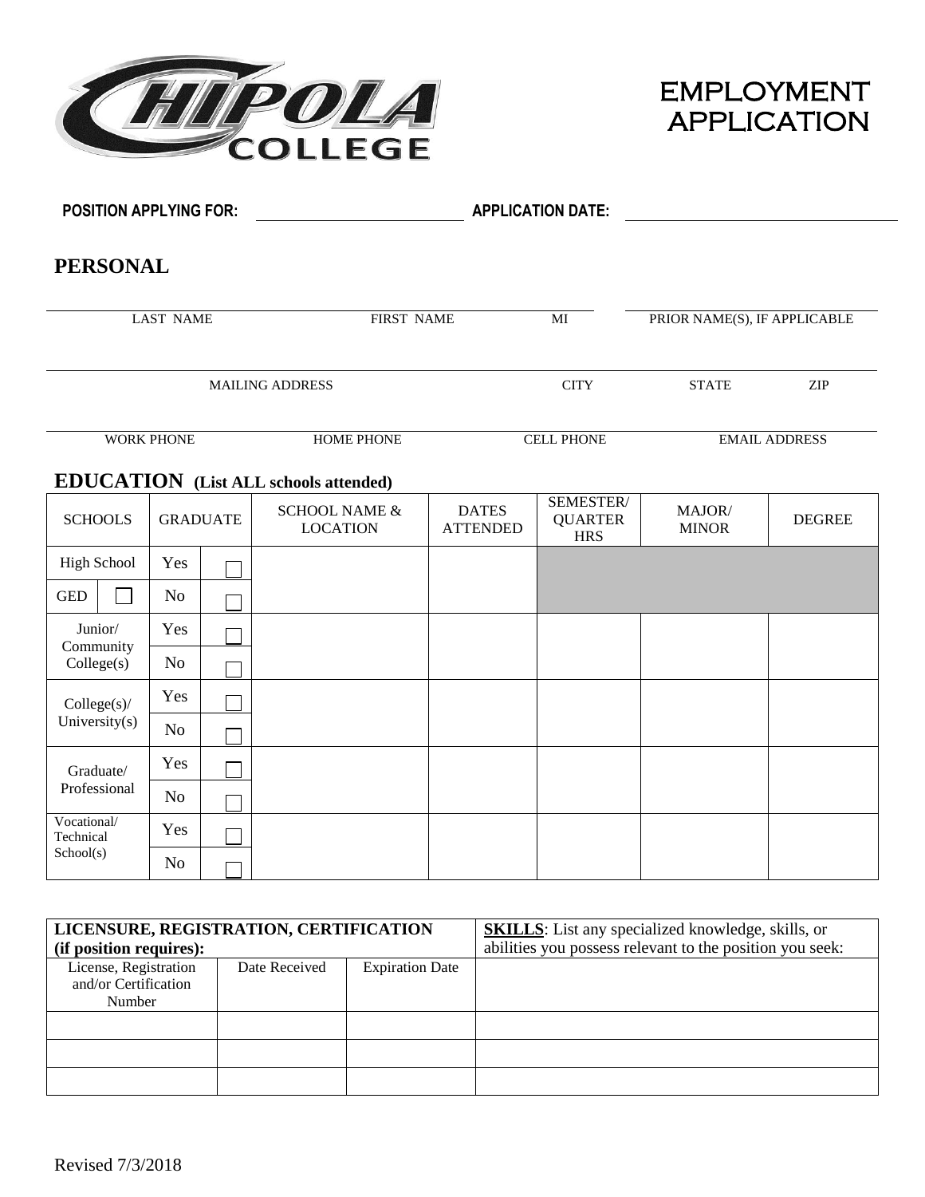# CHIPOLA COLLEGE

# EMPLOYMENT APPLICATION

**POSITION APPLYING FOR:** ______________________ **APPLICATION DATE:** ______________________

## PERSONAL

| LAST NAME | FIRST NAME | MI | PRIOR NAME(S), IF APPLICABLE |
|---|---|---|---|
| | | | |

| MAILING ADDRESS | CITY | STATE | ZIP |
|---|---|---|---|
| | | | |

| WORK PHONE | HOME PHONE | CELL PHONE | EMAIL ADDRESS |
|---|---|---|---|
| | | | |

## EDUCATION (List ALL schools attended)

| SCHOOLS | GRADUATE | SCHOOL NAME & LOCATION | DATES ATTENDED | SEMESTER/ QUARTER HRS | MAJOR/ MINOR | DEGREE |
|---|---|---|---|---|---|---|
| High School | Yes ☐ | | | | | |
| GED ☐ | No ☐ | | | | | |
| Junior/ Community College(s) | Yes ☐ | | | | | |
| | No ☐ | | | | | |
| College(s)/ University(s) | Yes ☐ | | | | | |
| | No ☐ | | | | | |
| Graduate/ Professional | Yes ☐ | | | | | |
| | No ☐ | | | | | |
| Vocational/ Technical School(s) | Yes ☐ | | | | | |
| | No ☐ | | | | | |

| **LICENSURE, REGISTRATION, CERTIFICATION (if position requires):** | | | **SKILLS**: List any specialized knowledge, skills, or abilities you possess relevant to the position you seek: |
|---|---|---|---|
| License, Registration and/or Certification Number | Date Received | Expiration Date | |
| | | | |
| | | | |
| | | | |

Revised 7/3/2018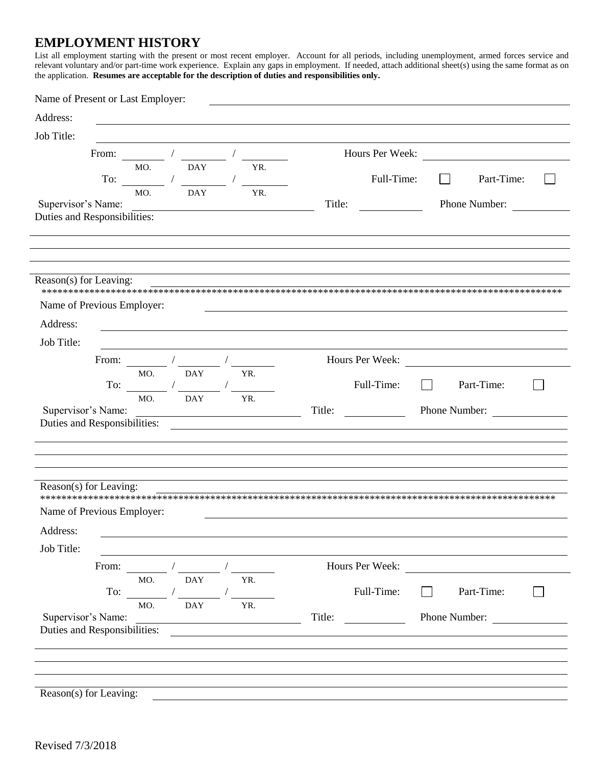## EMPLOYMENT HISTORY

List all employment starting with the present or most recent employer. Account for all periods, including unemployment, armed forces service and relevant voluntary and/or part-time work experience. Explain any gaps in employment. If needed, attach additional sheet(s) using the same format as on the application. **Resumes are acceptable for the description of duties and responsibilities only.**

Name of Present or Last Employer: ____________________

Address: ____________________

Job Title: ____________________

From: ______ / ______ / ______ (MO. / DAY / YR.) Hours Per Week: ____________________

To: ______ / ______ / ______ (MO. / DAY / YR.) Full-Time: ☐ Part-Time: ☐

Supervisor's Name: ____________________ Title: ____________ Phone Number: ____________

Duties and Responsibilities:

____________________

____________________

____________________

Reason(s) for Leaving: ____________________

****************************************************************************************************

Name of Previous Employer: ____________________

Address: ____________________

Job Title: ____________________

From: ______ / ______ / ______ (MO. / DAY / YR.) Hours Per Week: ____________________

To: ______ / ______ / ______ (MO. / DAY / YR.) Full-Time: ☐ Part-Time: ☐

Supervisor's Name: ____________________ Title: ____________ Phone Number: ____________

Duties and Responsibilities: ____________________

____________________

____________________

____________________

Reason(s) for Leaving: ____________________

****************************************************************************************************

Name of Previous Employer: ____________________

Address: ____________________

Job Title: ____________________

From: ______ / ______ / ______ (MO. / DAY / YR.) Hours Per Week: ____________________

To: ______ / ______ / ______ (MO. / DAY / YR.) Full-Time: ☐ Part-Time: ☐

Supervisor's Name: ____________________ Title: ____________ Phone Number: ____________

Duties and Responsibilities: ____________________

____________________

____________________

____________________

Reason(s) for Leaving: ____________________

Revised 7/3/2018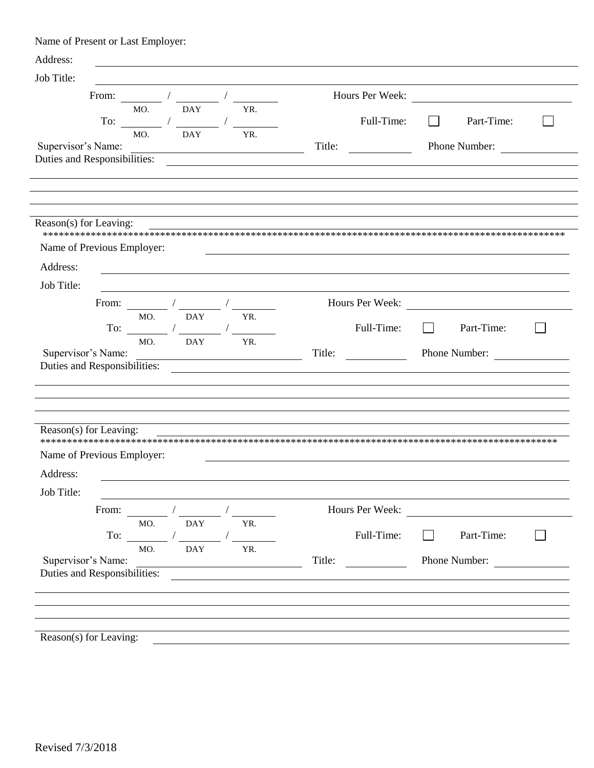Name of Present or Last Employer:

Address: ______________________________

Job Title: ______________________________

From: _____ / _____ / _____ (MO. / DAY / YR.)    Hours Per Week: ______________

To: _____ / _____ / _____ (MO. / DAY / YR.)    Full-Time: ☐    Part-Time: ☐

Supervisor's Name: ______________    Title: __________    Phone Number: __________

Duties and Responsibilities: ______________________________

______________________________

______________________________

______________________________

Reason(s) for Leaving: ______________________________

*****************************************************************************************************

Name of Previous Employer: ______________________________

Address: ______________________________

Job Title: ______________________________

From: _____ / _____ / _____ (MO. / DAY / YR.)    Hours Per Week: ______________

To: _____ / _____ / _____ (MO. / DAY / YR.)    Full-Time: ☐    Part-Time: ☐

Supervisor's Name: ______________    Title: __________    Phone Number: __________

Duties and Responsibilities: ______________________________

______________________________

______________________________

______________________________

Reason(s) for Leaving: ______________________________

*****************************************************************************************************

Name of Previous Employer: ______________________________

Address: ______________________________

Job Title: ______________________________

From: _____ / _____ / _____ (MO. / DAY / YR.)    Hours Per Week: ______________

To: _____ / _____ / _____ (MO. / DAY / YR.)    Full-Time: ☐    Part-Time: ☐

Supervisor's Name: ______________    Title: __________    Phone Number: __________

Duties and Responsibilities: ______________________________

______________________________

______________________________

______________________________

Reason(s) for Leaving: ______________________________

Revised 7/3/2018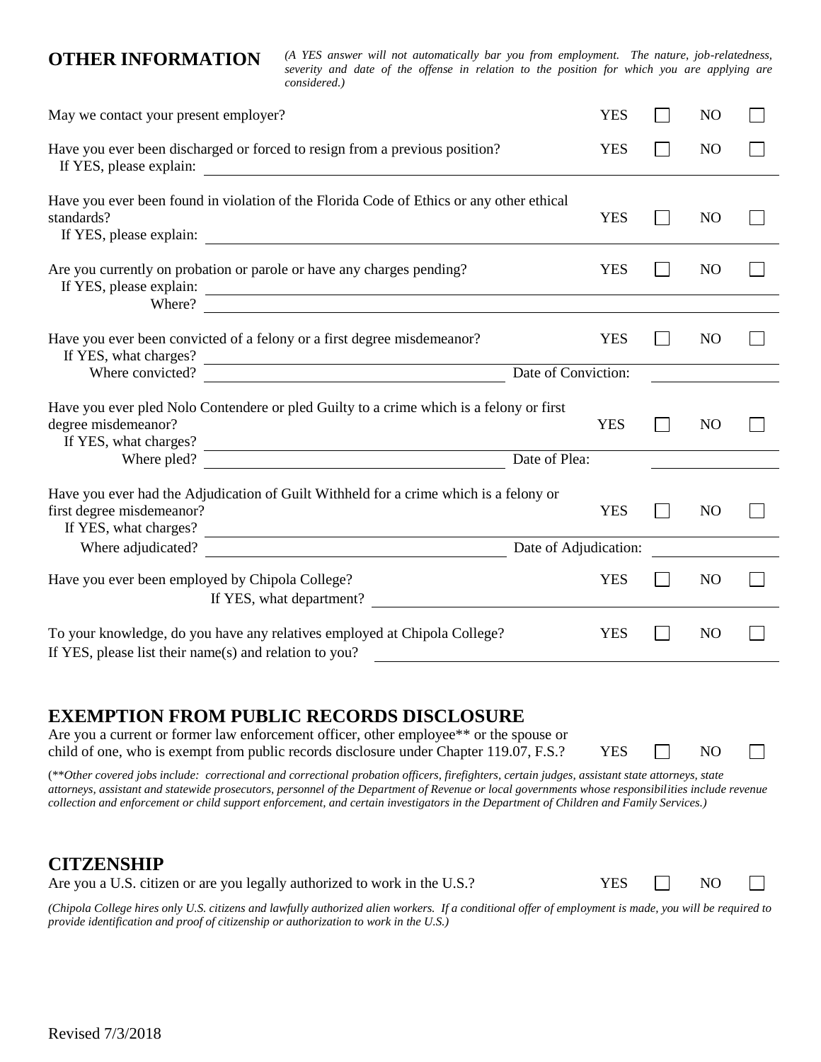## OTHER INFORMATION

*(A YES answer will not automatically bar you from employment. The nature, job-relatedness, severity and date of the offense in relation to the position for which you are applying are considered.)*

May we contact your present employer? YES ☐ NO ☐

Have you ever been discharged or forced to resign from a previous position? YES ☐ NO ☐
If YES, please explain: ______________________________

Have you ever been found in violation of the Florida Code of Ethics or any other ethical standards? YES ☐ NO ☐
If YES, please explain: ______________________________

Are you currently on probation or parole or have any charges pending? YES ☐ NO ☐
If YES, please explain: ______________________________
Where? ______________________________

Have you ever been convicted of a felony or a first degree misdemeanor? YES ☐ NO ☐
If YES, what charges? ______________________________
Where convicted? ____________________ Date of Conviction: __________

Have you ever pled Nolo Contendere or pled Guilty to a crime which is a felony or first degree misdemeanor? YES ☐ NO ☐
If YES, what charges? ______________________________
Where pled? ____________________ Date of Plea: __________

Have you ever had the Adjudication of Guilt Withheld for a crime which is a felony or first degree misdemeanor? YES ☐ NO ☐
If YES, what charges? ______________________________
Where adjudicated? ____________________ Date of Adjudication: __________

Have you ever been employed by Chipola College? YES ☐ NO ☐
If YES, what department? ______________________________

To your knowledge, do you have any relatives employed at Chipola College? YES ☐ NO ☐
If YES, please list their name(s) and relation to you? ______________________________

## EXEMPTION FROM PUBLIC RECORDS DISCLOSURE

Are you a current or former law enforcement officer, other employee** or the spouse or child of one, who is exempt from public records disclosure under Chapter 119.07, F.S.? YES ☐ NO ☐

(***Other covered jobs include: correctional and correctional probation officers, firefighters, certain judges, assistant state attorneys, state attorneys, assistant and statewide prosecutors, personnel of the Department of Revenue or local governments whose responsibilities include revenue collection and enforcement or child support enforcement, and certain investigators in the Department of Children and Family Services.)*

## CITIZENSHIP

Are you a U.S. citizen or are you legally authorized to work in the U.S.? YES ☐ NO ☐

*(Chipola College hires only U.S. citizens and lawfully authorized alien workers. If a conditional offer of employment is made, you will be required to provide identification and proof of citizenship or authorization to work in the U.S.)*

Revised 7/3/2018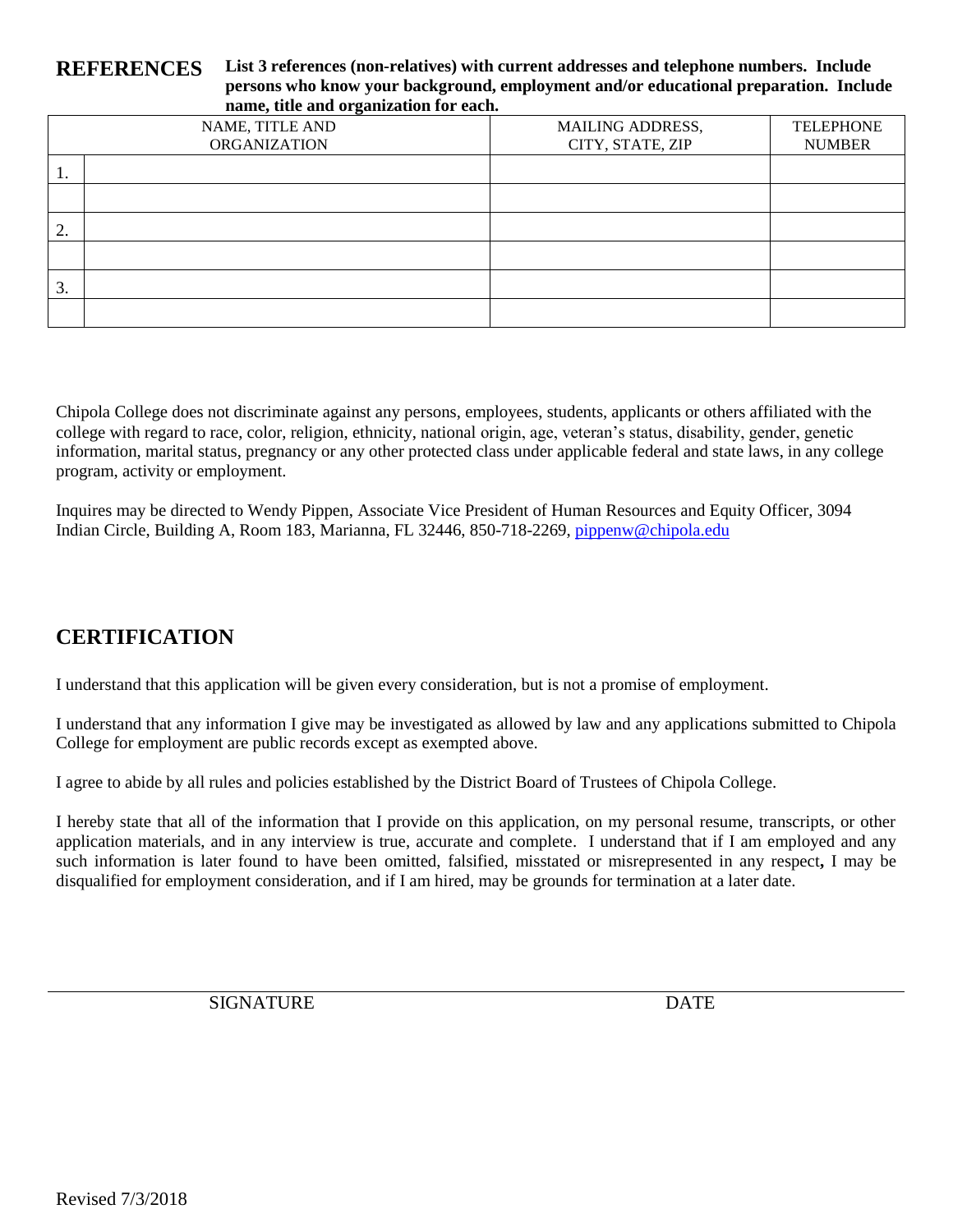## REFERENCES

**List 3 references (non-relatives) with current addresses and telephone numbers. Include persons who know your background, employment and/or educational preparation. Include name, title and organization for each.**

| | NAME, TITLE AND ORGANIZATION | MAILING ADDRESS, CITY, STATE, ZIP | TELEPHONE NUMBER |
|---|---|---|---|
| 1. | | | |
| | | | |
| 2. | | | |
| | | | |
| 3. | | | |
| | | | |

Chipola College does not discriminate against any persons, employees, students, applicants or others affiliated with the college with regard to race, color, religion, ethnicity, national origin, age, veteran's status, disability, gender, genetic information, marital status, pregnancy or any other protected class under applicable federal and state laws, in any college program, activity or employment.

Inquires may be directed to Wendy Pippen, Associate Vice President of Human Resources and Equity Officer, 3094 Indian Circle, Building A, Room 183, Marianna, FL 32446, 850-718-2269, pippenw@chipola.edu

## CERTIFICATION

I understand that this application will be given every consideration, but is not a promise of employment.

I understand that any information I give may be investigated as allowed by law and any applications submitted to Chipola College for employment are public records except as exempted above.

I agree to abide by all rules and policies established by the District Board of Trustees of Chipola College.

I hereby state that all of the information that I provide on this application, on my personal resume, transcripts, or other application materials, and in any interview is true, accurate and complete. I understand that if I am employed and any such information is later found to have been omitted, falsified, misstated or misrepresented in any respect**,** I may be disqualified for employment consideration, and if I am hired, may be grounds for termination at a later date.

SIGNATURE DATE

Revised 7/3/2018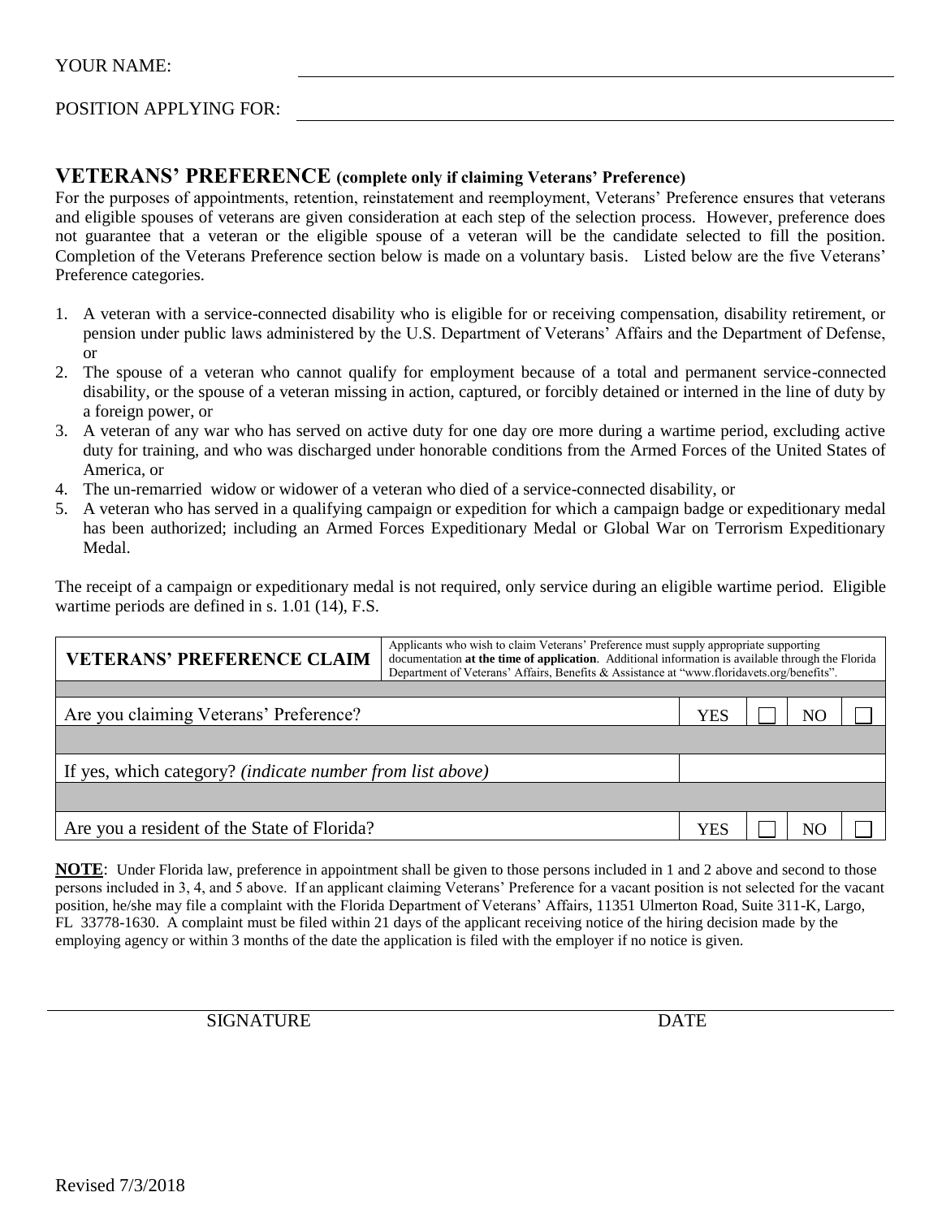YOUR NAME: ________________________________________

POSITION APPLYING FOR: ________________________________________

## VETERANS' PREFERENCE (complete only if claiming Veterans' Preference)

For the purposes of appointments, retention, reinstatement and reemployment, Veterans' Preference ensures that veterans and eligible spouses of veterans are given consideration at each step of the selection process. However, preference does not guarantee that a veteran or the eligible spouse of a veteran will be the candidate selected to fill the position. Completion of the Veterans Preference section below is made on a voluntary basis. Listed below are the five Veterans' Preference categories.

1. A veteran with a service-connected disability who is eligible for or receiving compensation, disability retirement, or pension under public laws administered by the U.S. Department of Veterans' Affairs and the Department of Defense, or
2. The spouse of a veteran who cannot qualify for employment because of a total and permanent service-connected disability, or the spouse of a veteran missing in action, captured, or forcibly detained or interned in the line of duty by a foreign power, or
3. A veteran of any war who has served on active duty for one day ore more during a wartime period, excluding active duty for training, and who was discharged under honorable conditions from the Armed Forces of the United States of America, or
4. The un-remarried widow or widower of a veteran who died of a service-connected disability, or
5. A veteran who has served in a qualifying campaign or expedition for which a campaign badge or expeditionary medal has been authorized; including an Armed Forces Expeditionary Medal or Global War on Terrorism Expeditionary Medal.

The receipt of a campaign or expeditionary medal is not required, only service during an eligible wartime period. Eligible wartime periods are defined in s. 1.01 (14), F.S.

| **VETERANS' PREFERENCE CLAIM** | Applicants who wish to claim Veterans' Preference must supply appropriate supporting documentation **at the time of application**. Additional information is available through the Florida Department of Veterans' Affairs, Benefits & Assistance at "www.floridavets.org/benefits". | | | | |
|---|---|---|---|---|---|
| Are you claiming Veterans' Preference? | | YES | ☐ | NO | ☐ |
| If yes, which category? *(indicate number from list above)* | | | | | |
| Are you a resident of the State of Florida? | | YES | ☐ | NO | ☐ |

**NOTE**: Under Florida law, preference in appointment shall be given to those persons included in 1 and 2 above and second to those persons included in 3, 4, and 5 above. If an applicant claiming Veterans' Preference for a vacant position is not selected for the vacant position, he/she may file a complaint with the Florida Department of Veterans' Affairs, 11351 Ulmerton Road, Suite 311-K, Largo, FL 33778-1630. A complaint must be filed within 21 days of the applicant receiving notice of the hiring decision made by the employing agency or within 3 months of the date the application is filed with the employer if no notice is given.

SIGNATURE ________________________________________ DATE ____________

Revised 7/3/2018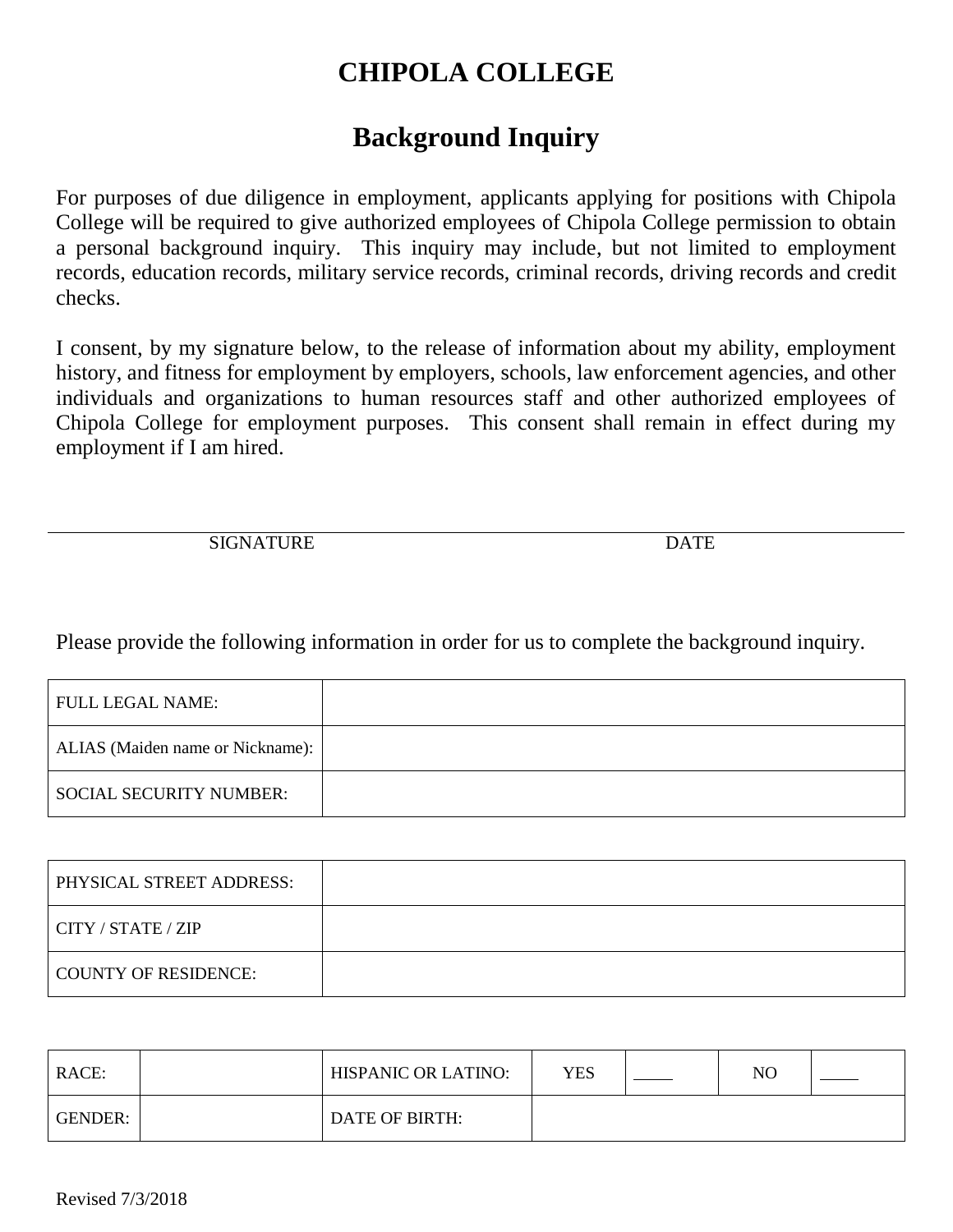# CHIPOLA COLLEGE

## Background Inquiry

For purposes of due diligence in employment, applicants applying for positions with Chipola College will be required to give authorized employees of Chipola College permission to obtain a personal background inquiry. This inquiry may include, but not limited to employment records, education records, military service records, criminal records, driving records and credit checks.

I consent, by my signature below, to the release of information about my ability, employment history, and fitness for employment by employers, schools, law enforcement agencies, and other individuals and organizations to human resources staff and other authorized employees of Chipola College for employment purposes. This consent shall remain in effect during my employment if I am hired.

SIGNATURE DATE

Please provide the following information in order for us to complete the background inquiry.

| | |
|---|---|
| FULL LEGAL NAME: | |
| ALIAS (Maiden name or Nickname): | |
| SOCIAL SECURITY NUMBER: | |

| | |
|---|---|
| PHYSICAL STREET ADDRESS: | |
| CITY / STATE / ZIP | |
| COUNTY OF RESIDENCE: | |

| | | | | | | |
|---|---|---|---|---|---|---|
| RACE: | | HISPANIC OR LATINO: | YES | _____ | NO | _____ |
| GENDER: | | DATE OF BIRTH: | | | | |

Revised 7/3/2018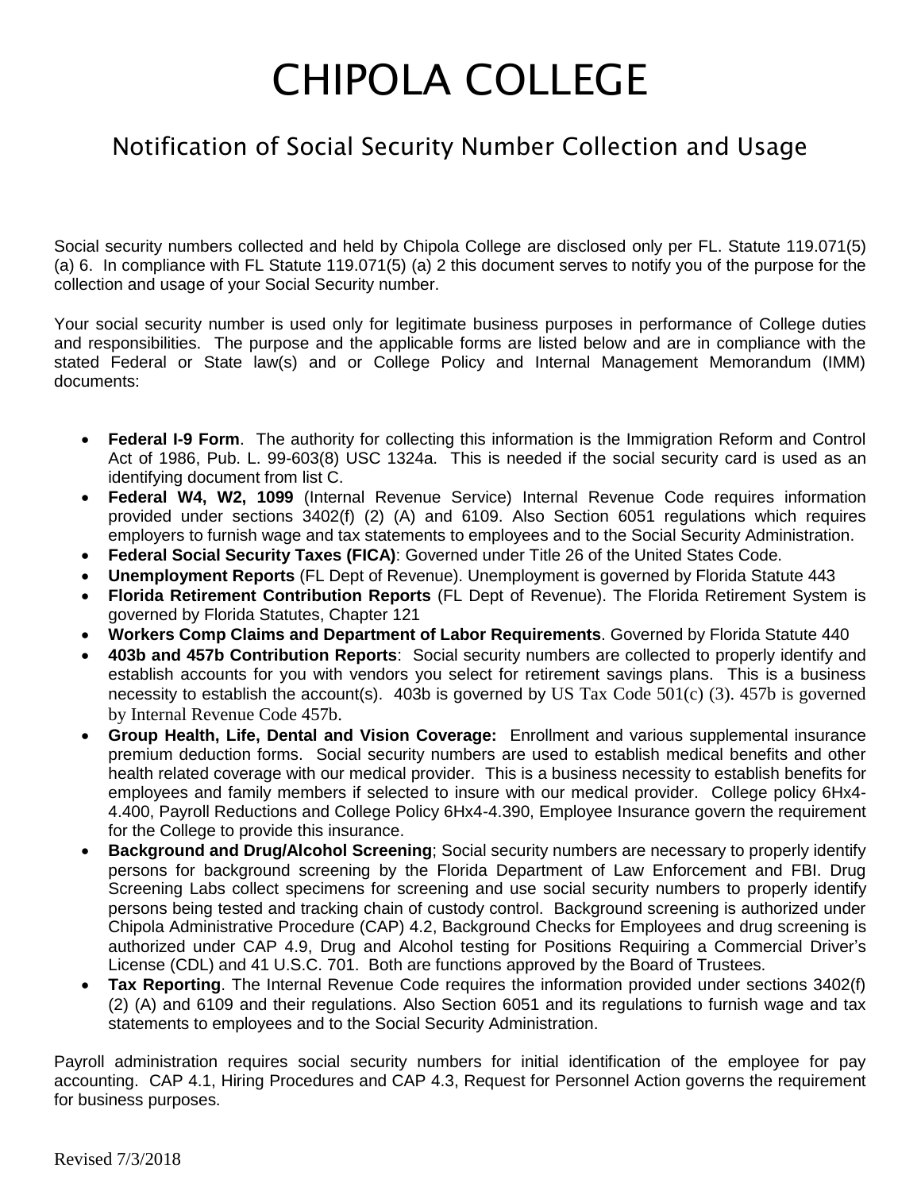# CHIPOLA COLLEGE

## Notification of Social Security Number Collection and Usage

Social security numbers collected and held by Chipola College are disclosed only per FL. Statute 119.071(5) (a) 6. In compliance with FL Statute 119.071(5) (a) 2 this document serves to notify you of the purpose for the collection and usage of your Social Security number.

Your social security number is used only for legitimate business purposes in performance of College duties and responsibilities. The purpose and the applicable forms are listed below and are in compliance with the stated Federal or State law(s) and or College Policy and Internal Management Memorandum (IMM) documents:

- **Federal I-9 Form**. The authority for collecting this information is the Immigration Reform and Control Act of 1986, Pub. L. 99-603(8) USC 1324a. This is needed if the social security card is used as an identifying document from list C.
- **Federal W4, W2, 1099** (Internal Revenue Service) Internal Revenue Code requires information provided under sections 3402(f) (2) (A) and 6109. Also Section 6051 regulations which requires employers to furnish wage and tax statements to employees and to the Social Security Administration.
- **Federal Social Security Taxes (FICA)**: Governed under Title 26 of the United States Code.
- **Unemployment Reports** (FL Dept of Revenue). Unemployment is governed by Florida Statute 443
- **Florida Retirement Contribution Reports** (FL Dept of Revenue). The Florida Retirement System is governed by Florida Statutes, Chapter 121
- **Workers Comp Claims and Department of Labor Requirements**. Governed by Florida Statute 440
- **403b and 457b Contribution Reports**: Social security numbers are collected to properly identify and establish accounts for you with vendors you select for retirement savings plans. This is a business necessity to establish the account(s). 403b is governed by US Tax Code 501(c) (3). 457b is governed by Internal Revenue Code 457b.
- **Group Health, Life, Dental and Vision Coverage:** Enrollment and various supplemental insurance premium deduction forms. Social security numbers are used to establish medical benefits and other health related coverage with our medical provider. This is a business necessity to establish benefits for employees and family members if selected to insure with our medical provider. College policy 6Hx4-4.400, Payroll Reductions and College Policy 6Hx4-4.390, Employee Insurance govern the requirement for the College to provide this insurance.
- **Background and Drug/Alcohol Screening**; Social security numbers are necessary to properly identify persons for background screening by the Florida Department of Law Enforcement and FBI. Drug Screening Labs collect specimens for screening and use social security numbers to properly identify persons being tested and tracking chain of custody control. Background screening is authorized under Chipola Administrative Procedure (CAP) 4.2, Background Checks for Employees and drug screening is authorized under CAP 4.9, Drug and Alcohol testing for Positions Requiring a Commercial Driver's License (CDL) and 41 U.S.C. 701. Both are functions approved by the Board of Trustees.
- **Tax Reporting**. The Internal Revenue Code requires the information provided under sections 3402(f) (2) (A) and 6109 and their regulations. Also Section 6051 and its regulations to furnish wage and tax statements to employees and to the Social Security Administration.

Payroll administration requires social security numbers for initial identification of the employee for pay accounting. CAP 4.1, Hiring Procedures and CAP 4.3, Request for Personnel Action governs the requirement for business purposes.

Revised 7/3/2018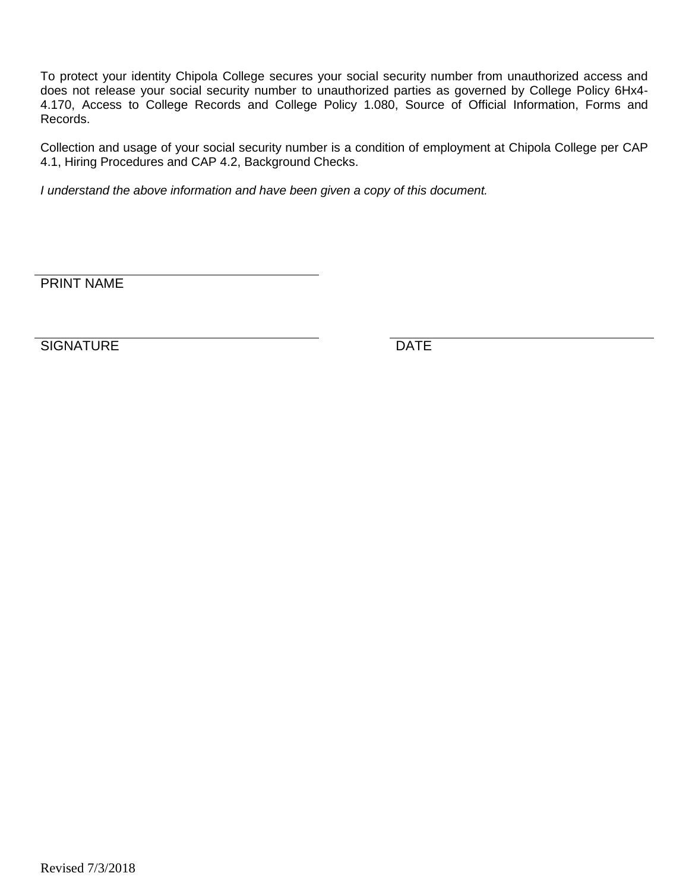To protect your identity Chipola College secures your social security number from unauthorized access and does not release your social security number to unauthorized parties as governed by College Policy 6Hx4-4.170, Access to College Records and College Policy 1.080, Source of Official Information, Forms and Records.

Collection and usage of your social security number is a condition of employment at Chipola College per CAP 4.1, Hiring Procedures and CAP 4.2, Background Checks.

*I understand the above information and have been given a copy of this document.*

\_\_\_\_\_\_\_\_\_\_\_\_\_\_\_\_\_\_\_\_\_\_\_\_\_\_\_\_\_\_\_\_\_\_\_\_\_\_\_\_
PRINT NAME

\_\_\_\_\_\_\_\_\_\_\_\_\_\_\_\_\_\_\_\_\_\_\_\_\_\_\_\_\_\_\_\_\_\_\_\_\_\_\_\_ \_\_\_\_\_\_\_\_\_\_\_\_\_\_\_\_\_\_\_\_\_\_\_\_\_\_\_\_\_\_\_\_\_\_\_\_\_\_\_\_
SIGNATURE DATE

Revised 7/3/2018